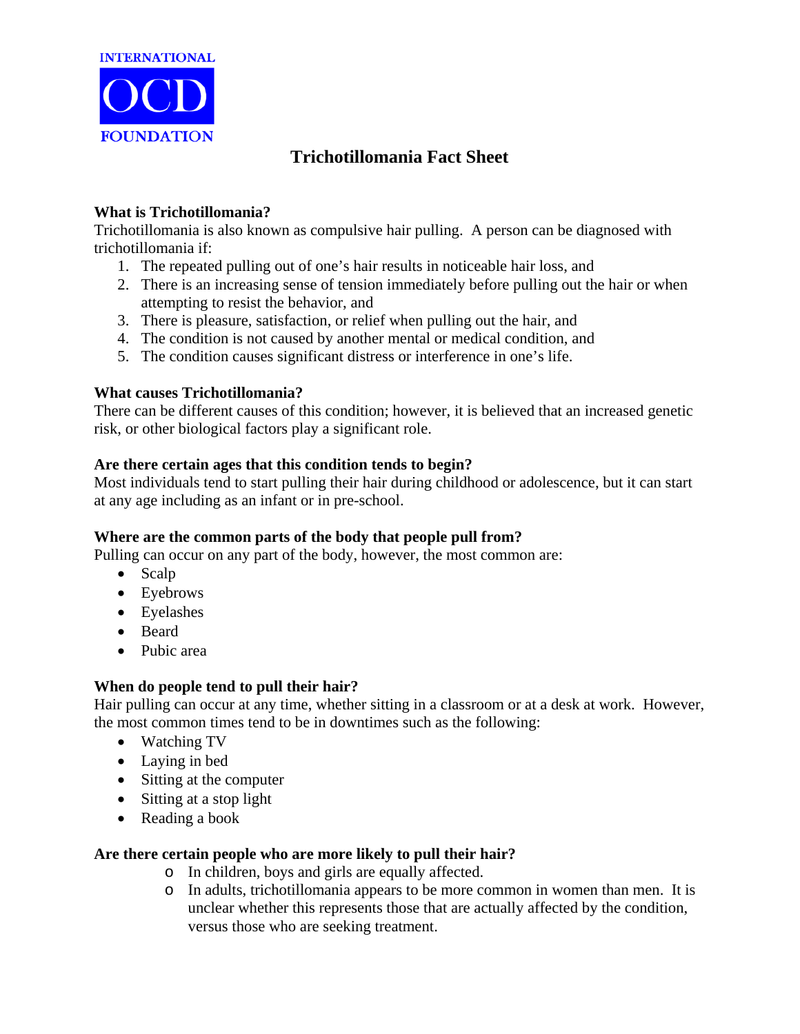INTERNATIONAL

OCD

FOUNDATION

# Trichotillomania Fact Sheet

**What is Trichotillomania?**

Trichotillomania is also known as compulsive hair pulling. A person can be diagnosed with trichotillomania if:

1. The repeated pulling out of one's hair results in noticeable hair loss, and
2. There is an increasing sense of tension immediately before pulling out the hair or when attempting to resist the behavior, and
3. There is pleasure, satisfaction, or relief when pulling out the hair, and
4. The condition is not caused by another mental or medical condition, and
5. The condition causes significant distress or interference in one's life.

**What causes Trichotillomania?**

There can be different causes of this condition; however, it is believed that an increased genetic risk, or other biological factors play a significant role.

**Are there certain ages that this condition tends to begin?**

Most individuals tend to start pulling their hair during childhood or adolescence, but it can start at any age including as an infant or in pre-school.

**Where are the common parts of the body that people pull from?**

Pulling can occur on any part of the body, however, the most common are:

- Scalp
- Eyebrows
- Eyelashes
- Beard
- Pubic area

**When do people tend to pull their hair?**

Hair pulling can occur at any time, whether sitting in a classroom or at a desk at work. However, the most common times tend to be in downtimes such as the following:

- Watching TV
- Laying in bed
- Sitting at the computer
- Sitting at a stop light
- Reading a book

**Are there certain people who are more likely to pull their hair?**

- In children, boys and girls are equally affected.
- In adults, trichotillomania appears to be more common in women than men. It is unclear whether this represents those that are actually affected by the condition, versus those who are seeking treatment.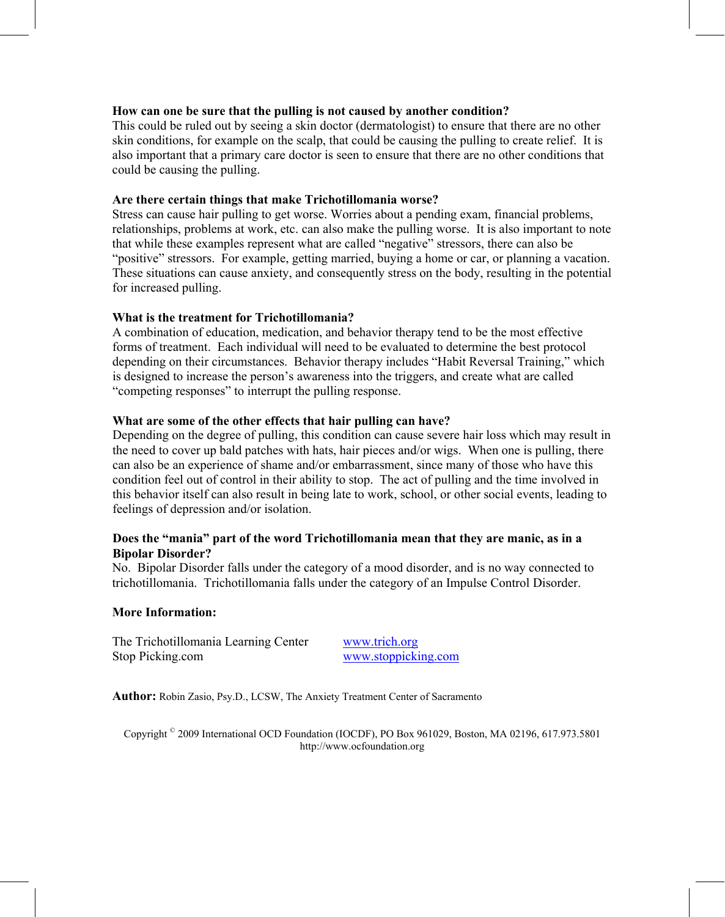**How can one be sure that the pulling is not caused by another condition?**
This could be ruled out by seeing a skin doctor (dermatologist) to ensure that there are no other skin conditions, for example on the scalp, that could be causing the pulling to create relief. It is also important that a primary care doctor is seen to ensure that there are no other conditions that could be causing the pulling.

**Are there certain things that make Trichotillomania worse?**
Stress can cause hair pulling to get worse. Worries about a pending exam, financial problems, relationships, problems at work, etc. can also make the pulling worse. It is also important to note that while these examples represent what are called "negative" stressors, there can also be "positive" stressors. For example, getting married, buying a home or car, or planning a vacation. These situations can cause anxiety, and consequently stress on the body, resulting in the potential for increased pulling.

**What is the treatment for Trichotillomania?**
A combination of education, medication, and behavior therapy tend to be the most effective forms of treatment. Each individual will need to be evaluated to determine the best protocol depending on their circumstances. Behavior therapy includes "Habit Reversal Training," which is designed to increase the person's awareness into the triggers, and create what are called "competing responses" to interrupt the pulling response.

**What are some of the other effects that hair pulling can have?**
Depending on the degree of pulling, this condition can cause severe hair loss which may result in the need to cover up bald patches with hats, hair pieces and/or wigs. When one is pulling, there can also be an experience of shame and/or embarrassment, since many of those who have this condition feel out of control in their ability to stop. The act of pulling and the time involved in this behavior itself can also result in being late to work, school, or other social events, leading to feelings of depression and/or isolation.

**Does the "mania" part of the word Trichotillomania mean that they are manic, as in a Bipolar Disorder?**
No. Bipolar Disorder falls under the category of a mood disorder, and is no way connected to trichotillomania. Trichotillomania falls under the category of an Impulse Control Disorder.

**More Information:**

| | |
|---|---|
| The Trichotillomania Learning Center | www.trich.org |
| Stop Picking.com | www.stoppicking.com |

**Author:** Robin Zasio, Psy.D., LCSW, The Anxiety Treatment Center of Sacramento

Copyright © 2009 International OCD Foundation (IOCDF), PO Box 961029, Boston, MA 02196, 617.973.5801
http://www.ocfoundation.org